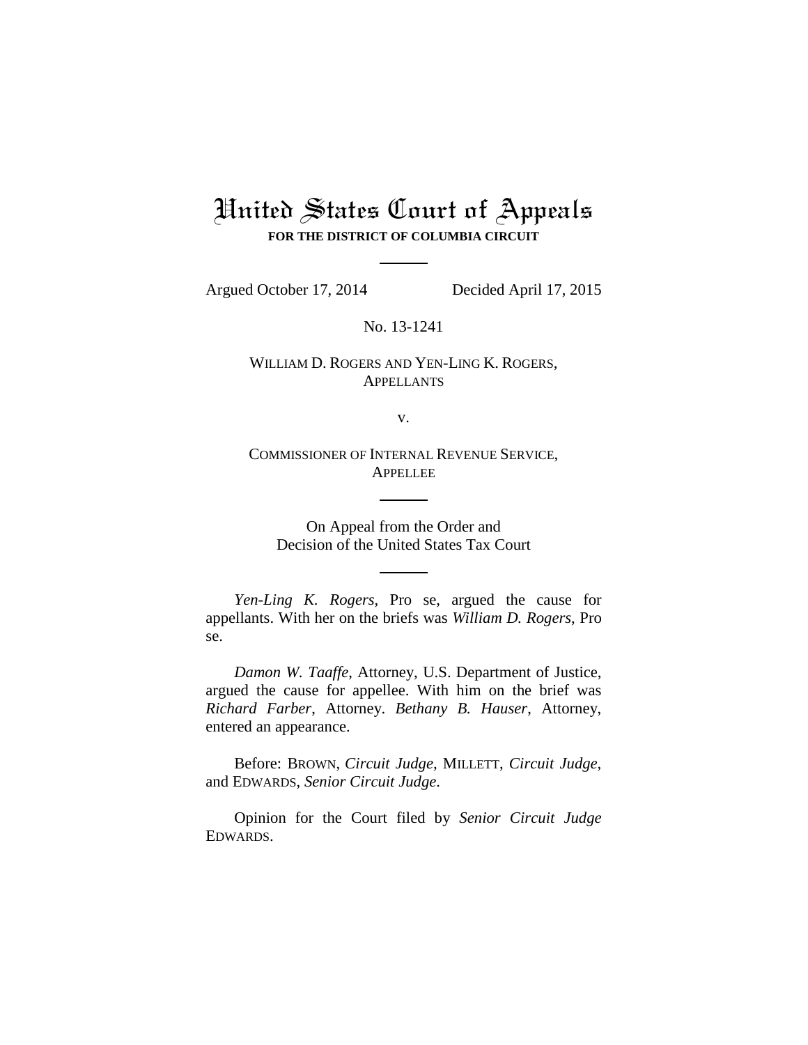# United States Court of Appeals

**FOR THE DISTRICT OF COLUMBIA CIRCUIT**

---

Argued October 17, 2014 Decided April 17, 2015

No. 13-1241

WILLIAM D. ROGERS AND YEN-LING K. ROGERS,
APPELLANTS

v.

COMMISSIONER OF INTERNAL REVENUE SERVICE,
APPELLEE

---

On Appeal from the Order and
Decision of the United States Tax Court

---

*Yen-Ling K. Rogers*, Pro se, argued the cause for appellants. With her on the briefs was *William D. Rogers*, Pro se.

*Damon W. Taaffe*, Attorney, U.S. Department of Justice, argued the cause for appellee. With him on the brief was *Richard Farber*, Attorney. *Bethany B. Hauser*, Attorney, entered an appearance.

Before: BROWN, *Circuit Judge*, MILLETT, *Circuit Judge*, and EDWARDS, *Senior Circuit Judge*.

Opinion for the Court filed by *Senior Circuit Judge* EDWARDS.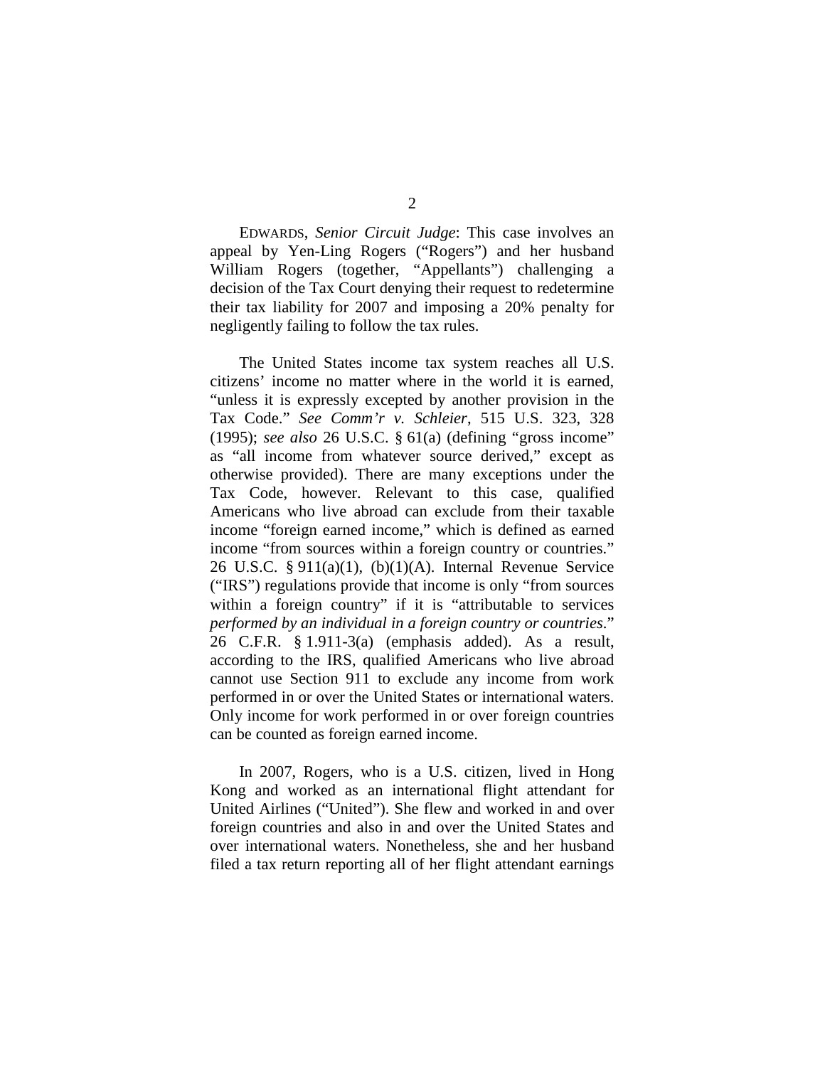EDWARDS, *Senior Circuit Judge*: This case involves an appeal by Yen-Ling Rogers ("Rogers") and her husband William Rogers (together, "Appellants") challenging a decision of the Tax Court denying their request to redetermine their tax liability for 2007 and imposing a 20% penalty for negligently failing to follow the tax rules.

The United States income tax system reaches all U.S. citizens' income no matter where in the world it is earned, "unless it is expressly excepted by another provision in the Tax Code." *See Comm'r v. Schleier*, 515 U.S. 323, 328 (1995); *see also* 26 U.S.C. § 61(a) (defining "gross income" as "all income from whatever source derived," except as otherwise provided). There are many exceptions under the Tax Code, however. Relevant to this case, qualified Americans who live abroad can exclude from their taxable income "foreign earned income," which is defined as earned income "from sources within a foreign country or countries." 26 U.S.C. § 911(a)(1), (b)(1)(A). Internal Revenue Service ("IRS") regulations provide that income is only "from sources within a foreign country" if it is "attributable to services *performed by an individual in a foreign country or countries*." 26 C.F.R. § 1.911-3(a) (emphasis added). As a result, according to the IRS, qualified Americans who live abroad cannot use Section 911 to exclude any income from work performed in or over the United States or international waters. Only income for work performed in or over foreign countries can be counted as foreign earned income.

In 2007, Rogers, who is a U.S. citizen, lived in Hong Kong and worked as an international flight attendant for United Airlines ("United"). She flew and worked in and over foreign countries and also in and over the United States and over international waters. Nonetheless, she and her husband filed a tax return reporting all of her flight attendant earnings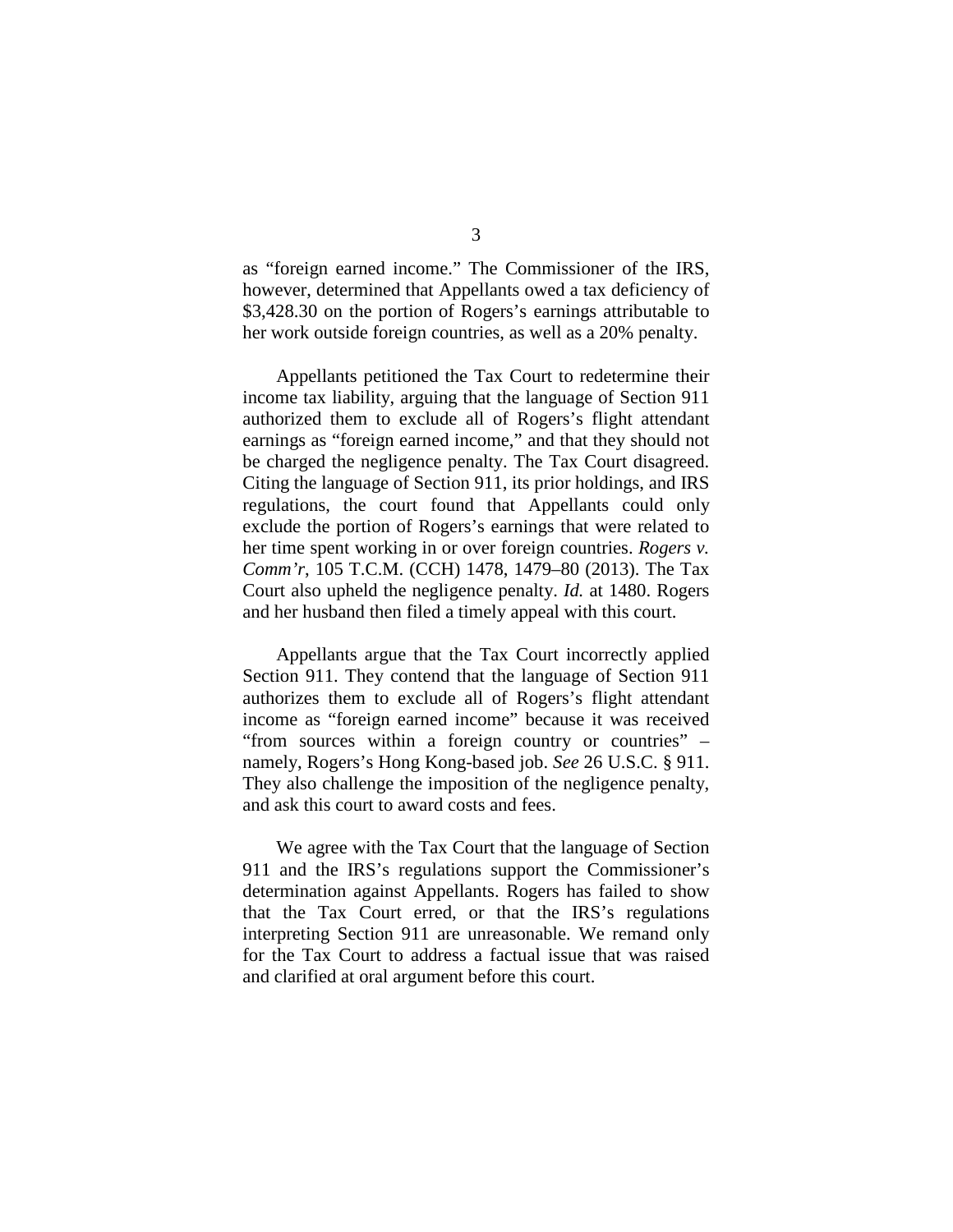as "foreign earned income." The Commissioner of the IRS, however, determined that Appellants owed a tax deficiency of $3,428.30 on the portion of Rogers's earnings attributable to her work outside foreign countries, as well as a 20% penalty.

Appellants petitioned the Tax Court to redetermine their income tax liability, arguing that the language of Section 911 authorized them to exclude all of Rogers's flight attendant earnings as "foreign earned income," and that they should not be charged the negligence penalty. The Tax Court disagreed. Citing the language of Section 911, its prior holdings, and IRS regulations, the court found that Appellants could only exclude the portion of Rogers's earnings that were related to her time spent working in or over foreign countries. *Rogers v. Comm'r*, 105 T.C.M. (CCH) 1478, 1479–80 (2013). The Tax Court also upheld the negligence penalty. *Id.* at 1480. Rogers and her husband then filed a timely appeal with this court.

Appellants argue that the Tax Court incorrectly applied Section 911. They contend that the language of Section 911 authorizes them to exclude all of Rogers's flight attendant income as "foreign earned income" because it was received "from sources within a foreign country or countries" – namely, Rogers's Hong Kong-based job. *See* 26 U.S.C. § 911. They also challenge the imposition of the negligence penalty, and ask this court to award costs and fees.

We agree with the Tax Court that the language of Section 911 and the IRS's regulations support the Commissioner's determination against Appellants. Rogers has failed to show that the Tax Court erred, or that the IRS's regulations interpreting Section 911 are unreasonable. We remand only for the Tax Court to address a factual issue that was raised and clarified at oral argument before this court.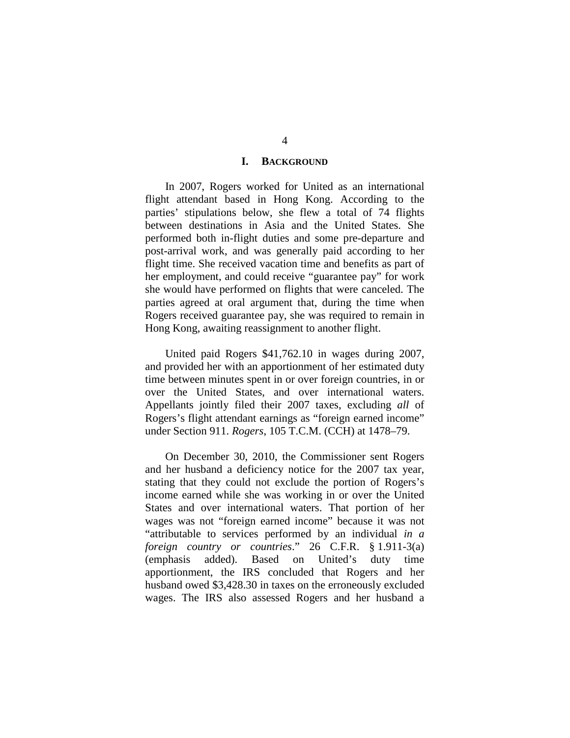## I. BACKGROUND

In 2007, Rogers worked for United as an international flight attendant based in Hong Kong. According to the parties' stipulations below, she flew a total of 74 flights between destinations in Asia and the United States. She performed both in-flight duties and some pre-departure and post-arrival work, and was generally paid according to her flight time. She received vacation time and benefits as part of her employment, and could receive "guarantee pay" for work she would have performed on flights that were canceled. The parties agreed at oral argument that, during the time when Rogers received guarantee pay, she was required to remain in Hong Kong, awaiting reassignment to another flight.

United paid Rogers $41,762.10 in wages during 2007, and provided her with an apportionment of her estimated duty time between minutes spent in or over foreign countries, in or over the United States, and over international waters. Appellants jointly filed their 2007 taxes, excluding *all* of Rogers's flight attendant earnings as "foreign earned income" under Section 911. *Rogers*, 105 T.C.M. (CCH) at 1478–79.

On December 30, 2010, the Commissioner sent Rogers and her husband a deficiency notice for the 2007 tax year, stating that they could not exclude the portion of Rogers's income earned while she was working in or over the United States and over international waters. That portion of her wages was not "foreign earned income" because it was not "attributable to services performed by an individual *in a foreign country or countries*." 26 C.F.R. § 1.911-3(a) (emphasis added). Based on United's duty time apportionment, the IRS concluded that Rogers and her husband owed $3,428.30 in taxes on the erroneously excluded wages. The IRS also assessed Rogers and her husband a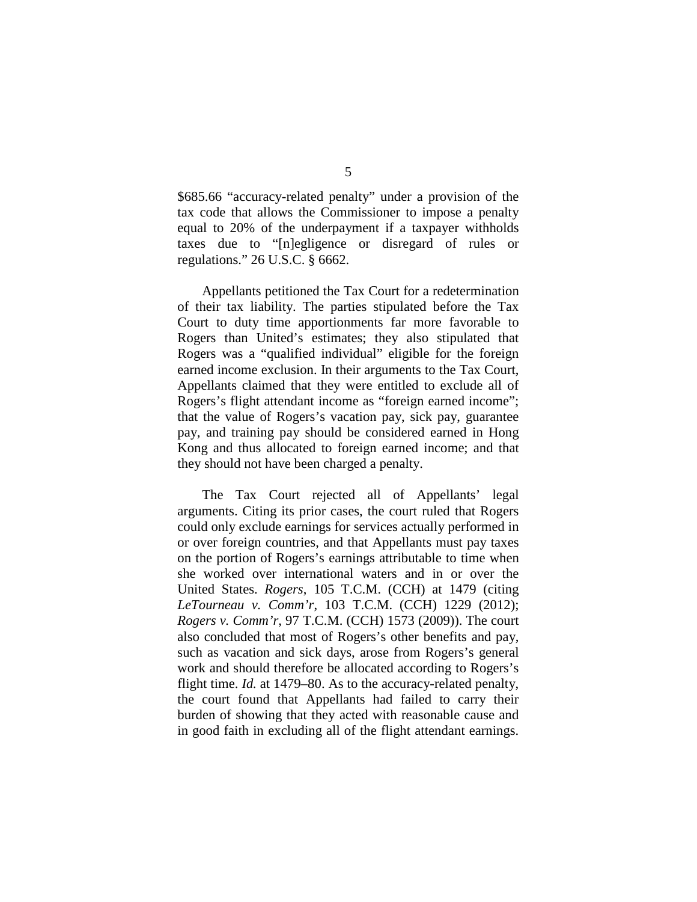$685.66 "accuracy-related penalty" under a provision of the tax code that allows the Commissioner to impose a penalty equal to 20% of the underpayment if a taxpayer withholds taxes due to "[n]egligence or disregard of rules or regulations." 26 U.S.C. § 6662.

Appellants petitioned the Tax Court for a redetermination of their tax liability. The parties stipulated before the Tax Court to duty time apportionments far more favorable to Rogers than United's estimates; they also stipulated that Rogers was a "qualified individual" eligible for the foreign earned income exclusion. In their arguments to the Tax Court, Appellants claimed that they were entitled to exclude all of Rogers's flight attendant income as "foreign earned income"; that the value of Rogers's vacation pay, sick pay, guarantee pay, and training pay should be considered earned in Hong Kong and thus allocated to foreign earned income; and that they should not have been charged a penalty.

The Tax Court rejected all of Appellants' legal arguments. Citing its prior cases, the court ruled that Rogers could only exclude earnings for services actually performed in or over foreign countries, and that Appellants must pay taxes on the portion of Rogers's earnings attributable to time when she worked over international waters and in or over the United States. *Rogers*, 105 T.C.M. (CCH) at 1479 (citing *LeTourneau v. Comm'r*, 103 T.C.M. (CCH) 1229 (2012); *Rogers v. Comm'r*, 97 T.C.M. (CCH) 1573 (2009)). The court also concluded that most of Rogers's other benefits and pay, such as vacation and sick days, arose from Rogers's general work and should therefore be allocated according to Rogers's flight time. *Id.* at 1479–80. As to the accuracy-related penalty, the court found that Appellants had failed to carry their burden of showing that they acted with reasonable cause and in good faith in excluding all of the flight attendant earnings.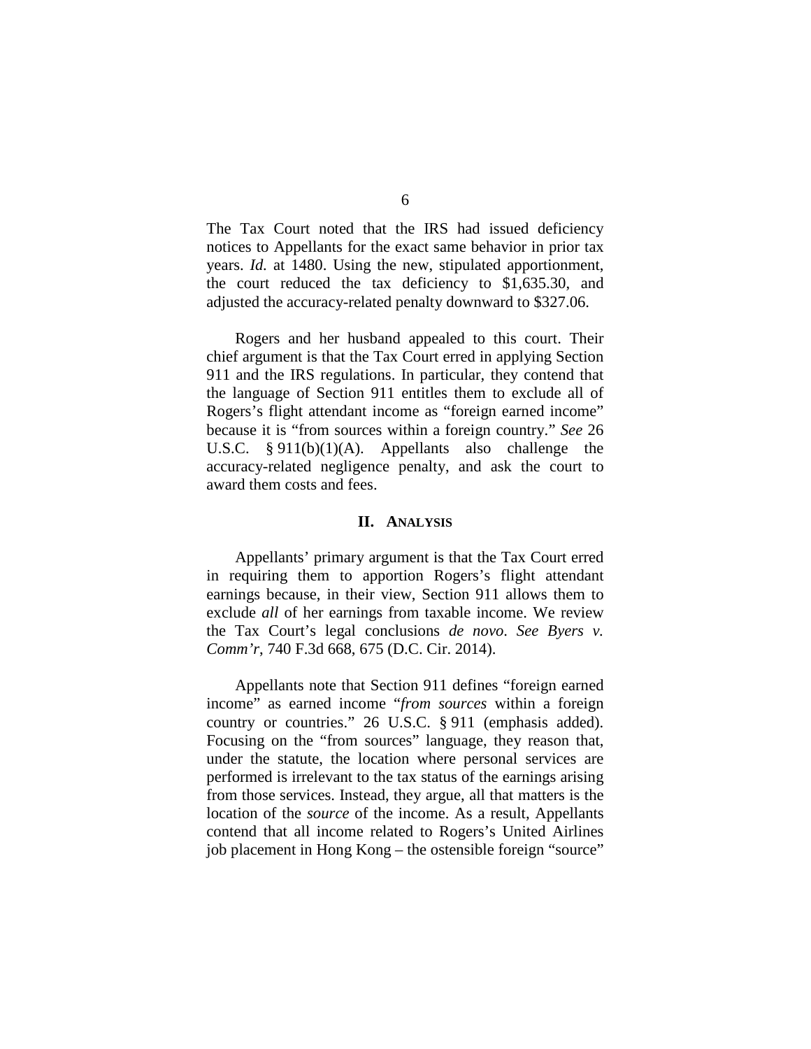The Tax Court noted that the IRS had issued deficiency notices to Appellants for the exact same behavior in prior tax years. *Id.* at 1480. Using the new, stipulated apportionment, the court reduced the tax deficiency to $1,635.30, and adjusted the accuracy-related penalty downward to $327.06.

Rogers and her husband appealed to this court. Their chief argument is that the Tax Court erred in applying Section 911 and the IRS regulations. In particular, they contend that the language of Section 911 entitles them to exclude all of Rogers's flight attendant income as "foreign earned income" because it is "from sources within a foreign country." *See* 26 U.S.C. § 911(b)(1)(A). Appellants also challenge the accuracy-related negligence penalty, and ask the court to award them costs and fees.

## II. Analysis

Appellants' primary argument is that the Tax Court erred in requiring them to apportion Rogers's flight attendant earnings because, in their view, Section 911 allows them to exclude *all* of her earnings from taxable income. We review the Tax Court's legal conclusions *de novo*. *See Byers v. Comm'r*, 740 F.3d 668, 675 (D.C. Cir. 2014).

Appellants note that Section 911 defines "foreign earned income" as earned income "*from sources* within a foreign country or countries." 26 U.S.C. § 911 (emphasis added). Focusing on the "from sources" language, they reason that, under the statute, the location where personal services are performed is irrelevant to the tax status of the earnings arising from those services. Instead, they argue, all that matters is the location of the *source* of the income. As a result, Appellants contend that all income related to Rogers's United Airlines job placement in Hong Kong – the ostensible foreign "source"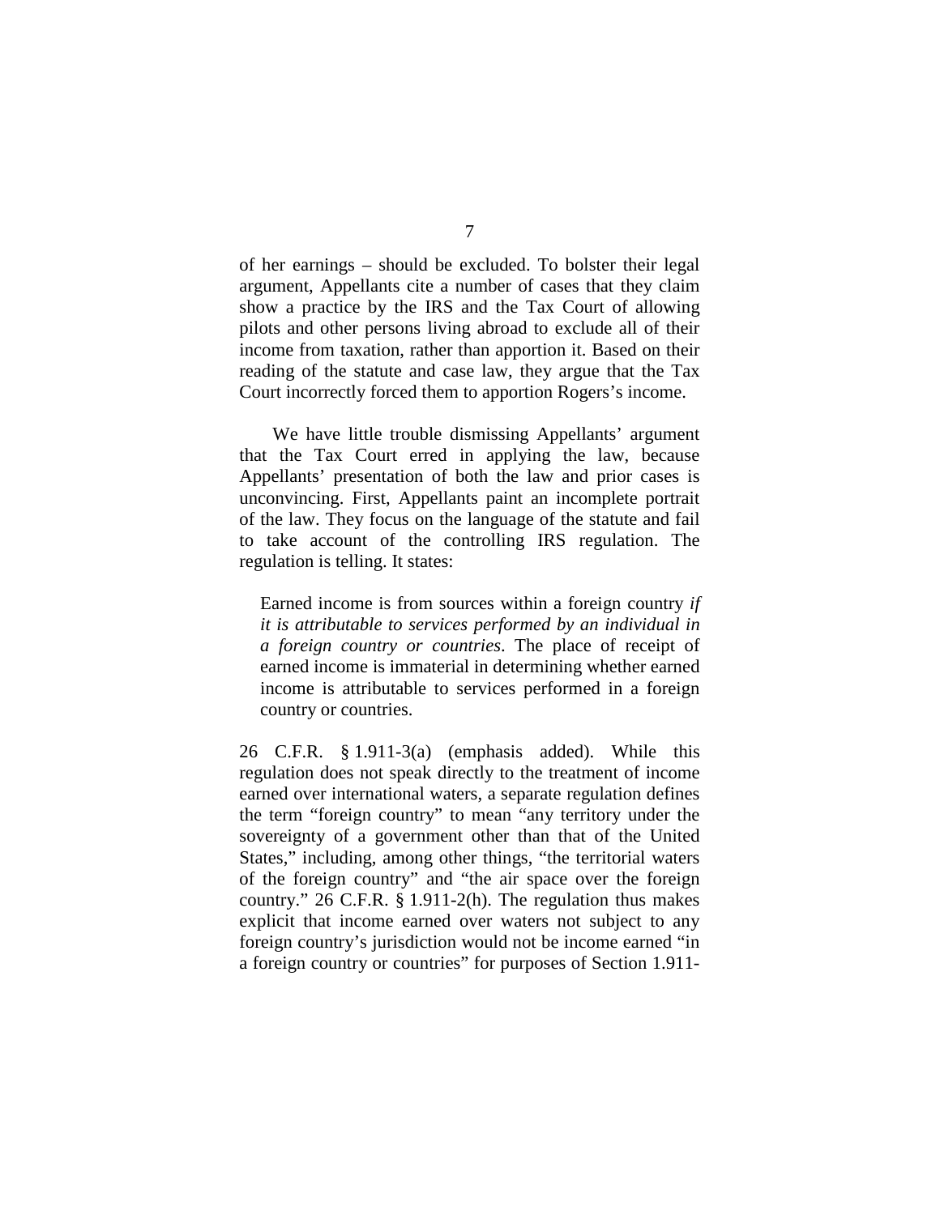of her earnings – should be excluded. To bolster their legal argument, Appellants cite a number of cases that they claim show a practice by the IRS and the Tax Court of allowing pilots and other persons living abroad to exclude all of their income from taxation, rather than apportion it. Based on their reading of the statute and case law, they argue that the Tax Court incorrectly forced them to apportion Rogers's income.

We have little trouble dismissing Appellants' argument that the Tax Court erred in applying the law, because Appellants' presentation of both the law and prior cases is unconvincing. First, Appellants paint an incomplete portrait of the law. They focus on the language of the statute and fail to take account of the controlling IRS regulation. The regulation is telling. It states:

> Earned income is from sources within a foreign country *if it is attributable to services performed by an individual in a foreign country or countries*. The place of receipt of earned income is immaterial in determining whether earned income is attributable to services performed in a foreign country or countries.

26 C.F.R. § 1.911-3(a) (emphasis added). While this regulation does not speak directly to the treatment of income earned over international waters, a separate regulation defines the term "foreign country" to mean "any territory under the sovereignty of a government other than that of the United States," including, among other things, "the territorial waters of the foreign country" and "the air space over the foreign country." 26 C.F.R. § 1.911-2(h). The regulation thus makes explicit that income earned over waters not subject to any foreign country's jurisdiction would not be income earned "in a foreign country or countries" for purposes of Section 1.911-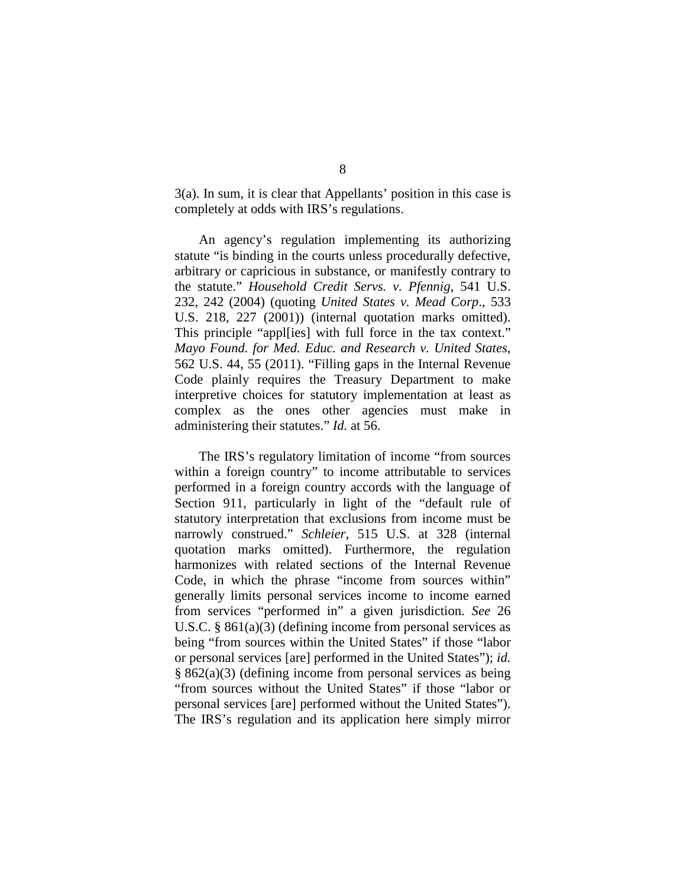3(a). In sum, it is clear that Appellants' position in this case is completely at odds with IRS's regulations.

An agency's regulation implementing its authorizing statute "is binding in the courts unless procedurally defective, arbitrary or capricious in substance, or manifestly contrary to the statute." *Household Credit Servs. v. Pfennig*, 541 U.S. 232, 242 (2004) (quoting *United States v. Mead Corp*., 533 U.S. 218, 227 (2001)) (internal quotation marks omitted). This principle "appl[ies] with full force in the tax context." *Mayo Found. for Med. Educ. and Research v. United States*, 562 U.S. 44, 55 (2011). "Filling gaps in the Internal Revenue Code plainly requires the Treasury Department to make interpretive choices for statutory implementation at least as complex as the ones other agencies must make in administering their statutes." *Id.* at 56.

The IRS's regulatory limitation of income "from sources within a foreign country" to income attributable to services performed in a foreign country accords with the language of Section 911, particularly in light of the "default rule of statutory interpretation that exclusions from income must be narrowly construed." *Schleier*, 515 U.S. at 328 (internal quotation marks omitted). Furthermore, the regulation harmonizes with related sections of the Internal Revenue Code, in which the phrase "income from sources within" generally limits personal services income to income earned from services "performed in" a given jurisdiction. *See* 26 U.S.C. § 861(a)(3) (defining income from personal services as being "from sources within the United States" if those "labor or personal services [are] performed in the United States"); *id.* § 862(a)(3) (defining income from personal services as being "from sources without the United States" if those "labor or personal services [are] performed without the United States"). The IRS's regulation and its application here simply mirror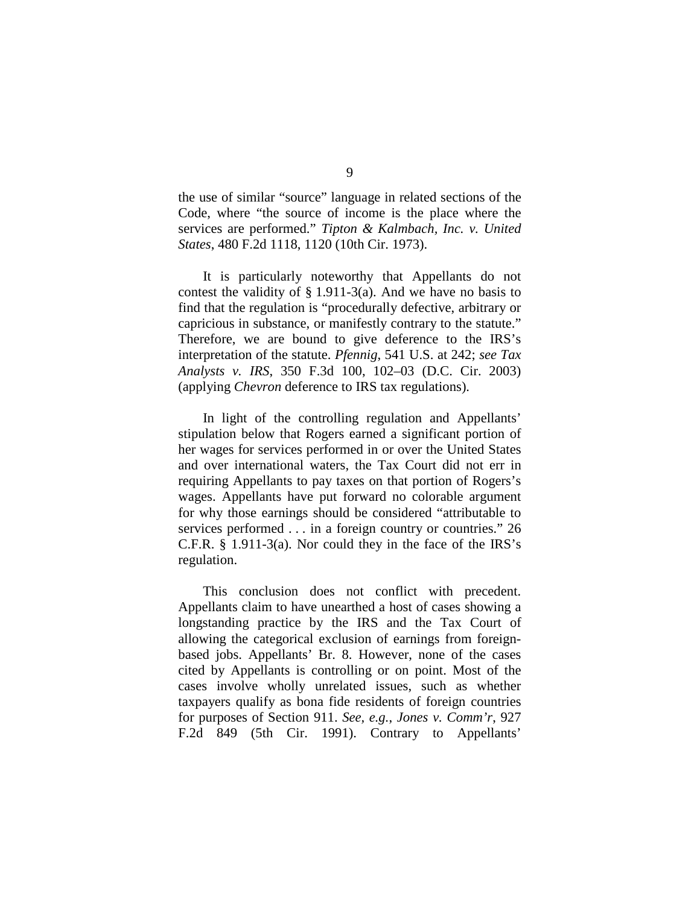the use of similar "source" language in related sections of the Code, where "the source of income is the place where the services are performed." *Tipton & Kalmbach, Inc. v. United States*, 480 F.2d 1118, 1120 (10th Cir. 1973).

It is particularly noteworthy that Appellants do not contest the validity of § 1.911-3(a). And we have no basis to find that the regulation is "procedurally defective, arbitrary or capricious in substance, or manifestly contrary to the statute." Therefore, we are bound to give deference to the IRS's interpretation of the statute. *Pfennig*, 541 U.S. at 242; *see Tax Analysts v. IRS*, 350 F.3d 100, 102–03 (D.C. Cir. 2003) (applying *Chevron* deference to IRS tax regulations).

In light of the controlling regulation and Appellants' stipulation below that Rogers earned a significant portion of her wages for services performed in or over the United States and over international waters, the Tax Court did not err in requiring Appellants to pay taxes on that portion of Rogers's wages. Appellants have put forward no colorable argument for why those earnings should be considered "attributable to services performed . . . in a foreign country or countries." 26 C.F.R. § 1.911-3(a). Nor could they in the face of the IRS's regulation.

This conclusion does not conflict with precedent. Appellants claim to have unearthed a host of cases showing a longstanding practice by the IRS and the Tax Court of allowing the categorical exclusion of earnings from foreign-based jobs. Appellants' Br. 8. However, none of the cases cited by Appellants is controlling or on point. Most of the cases involve wholly unrelated issues, such as whether taxpayers qualify as bona fide residents of foreign countries for purposes of Section 911. *See, e.g.*, *Jones v. Comm'r*, 927 F.2d 849 (5th Cir. 1991). Contrary to Appellants'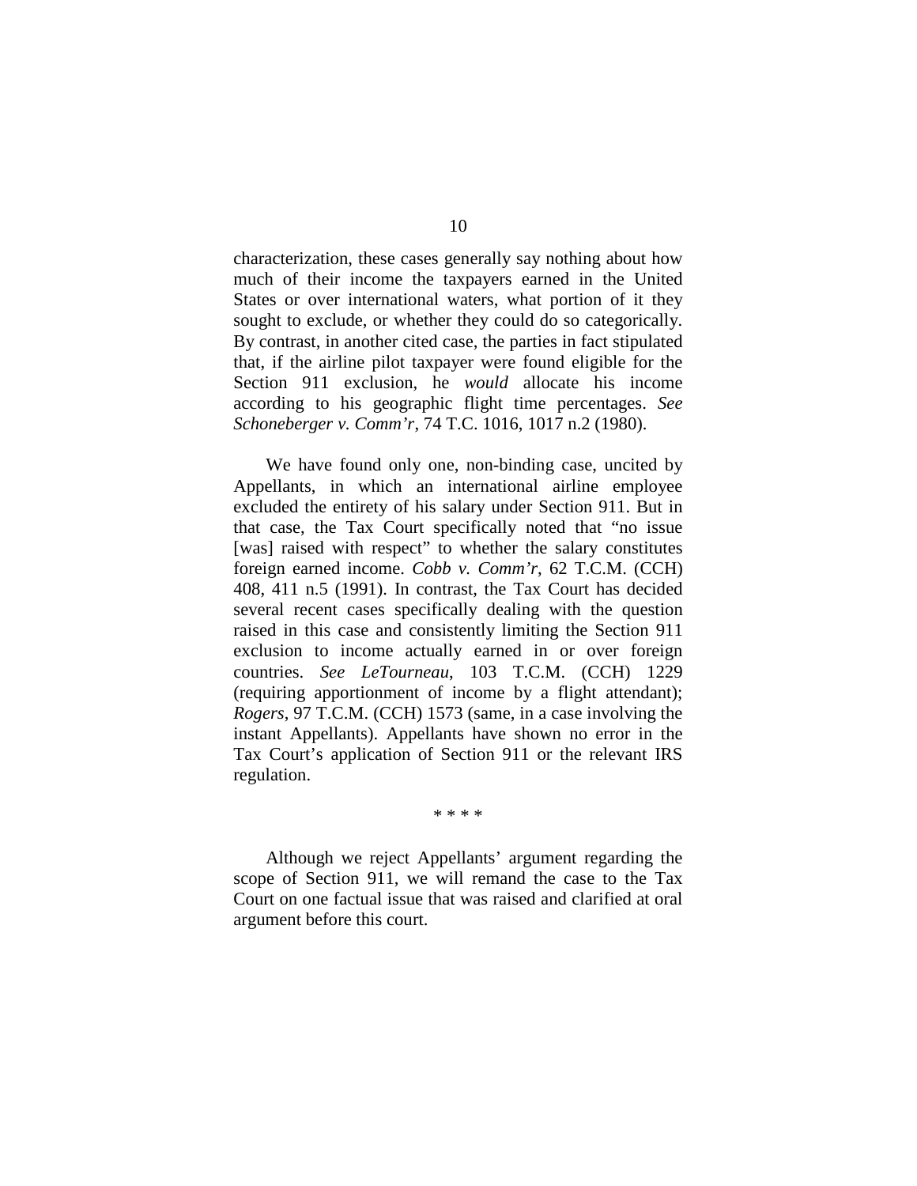characterization, these cases generally say nothing about how much of their income the taxpayers earned in the United States or over international waters, what portion of it they sought to exclude, or whether they could do so categorically. By contrast, in another cited case, the parties in fact stipulated that, if the airline pilot taxpayer were found eligible for the Section 911 exclusion, he *would* allocate his income according to his geographic flight time percentages. *See Schoneberger v. Comm'r*, 74 T.C. 1016, 1017 n.2 (1980).

We have found only one, non-binding case, uncited by Appellants, in which an international airline employee excluded the entirety of his salary under Section 911. But in that case, the Tax Court specifically noted that "no issue [was] raised with respect" to whether the salary constitutes foreign earned income. *Cobb v. Comm'r*, 62 T.C.M. (CCH) 408, 411 n.5 (1991). In contrast, the Tax Court has decided several recent cases specifically dealing with the question raised in this case and consistently limiting the Section 911 exclusion to income actually earned in or over foreign countries. *See LeTourneau*, 103 T.C.M. (CCH) 1229 (requiring apportionment of income by a flight attendant); *Rogers*, 97 T.C.M. (CCH) 1573 (same, in a case involving the instant Appellants). Appellants have shown no error in the Tax Court's application of Section 911 or the relevant IRS regulation.

\* \* \* \*

Although we reject Appellants' argument regarding the scope of Section 911, we will remand the case to the Tax Court on one factual issue that was raised and clarified at oral argument before this court.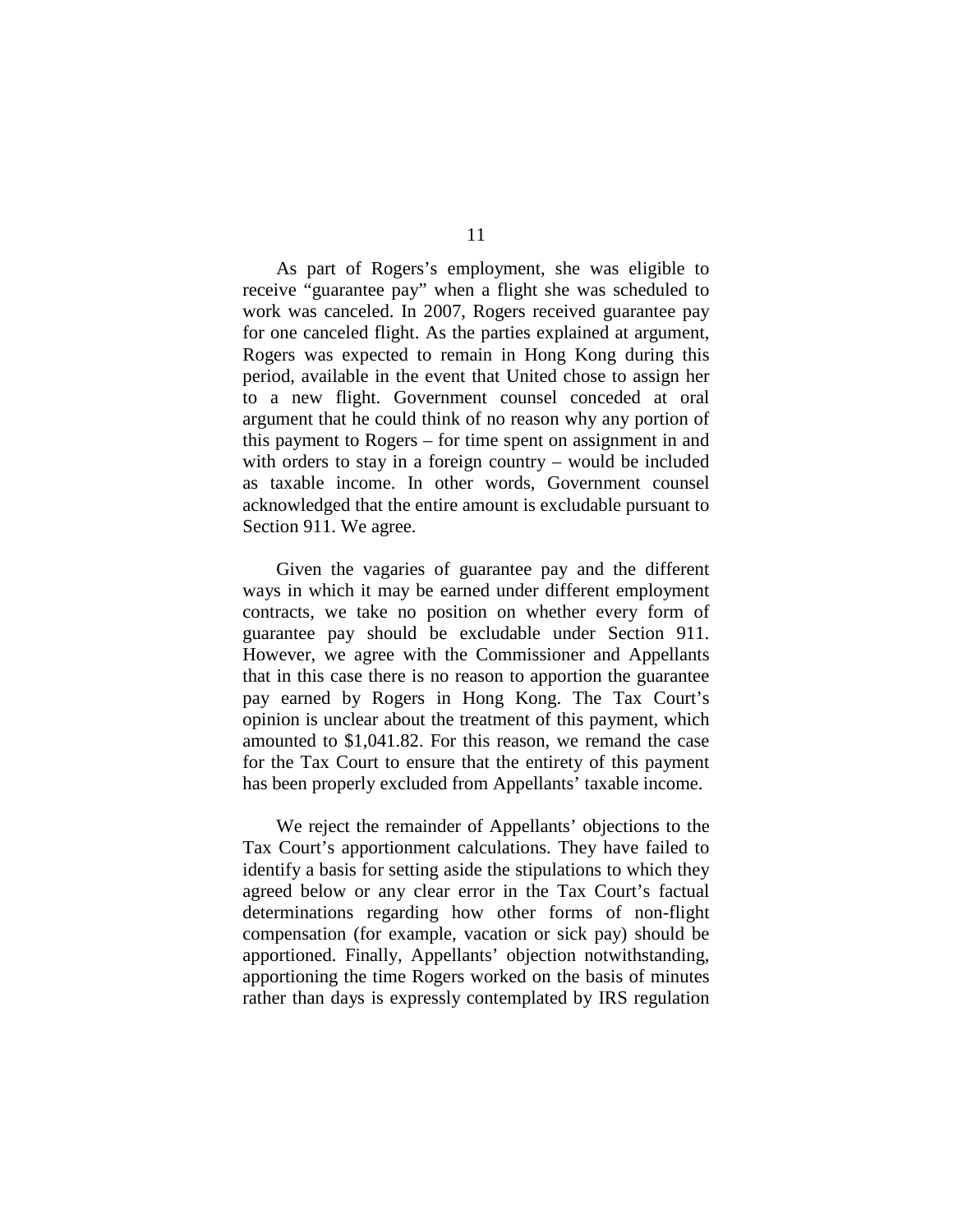As part of Rogers's employment, she was eligible to receive "guarantee pay" when a flight she was scheduled to work was canceled. In 2007, Rogers received guarantee pay for one canceled flight. As the parties explained at argument, Rogers was expected to remain in Hong Kong during this period, available in the event that United chose to assign her to a new flight. Government counsel conceded at oral argument that he could think of no reason why any portion of this payment to Rogers – for time spent on assignment in and with orders to stay in a foreign country – would be included as taxable income. In other words, Government counsel acknowledged that the entire amount is excludable pursuant to Section 911. We agree.

Given the vagaries of guarantee pay and the different ways in which it may be earned under different employment contracts, we take no position on whether every form of guarantee pay should be excludable under Section 911. However, we agree with the Commissioner and Appellants that in this case there is no reason to apportion the guarantee pay earned by Rogers in Hong Kong. The Tax Court's opinion is unclear about the treatment of this payment, which amounted to $1,041.82. For this reason, we remand the case for the Tax Court to ensure that the entirety of this payment has been properly excluded from Appellants' taxable income.

We reject the remainder of Appellants' objections to the Tax Court's apportionment calculations. They have failed to identify a basis for setting aside the stipulations to which they agreed below or any clear error in the Tax Court's factual determinations regarding how other forms of non-flight compensation (for example, vacation or sick pay) should be apportioned. Finally, Appellants' objection notwithstanding, apportioning the time Rogers worked on the basis of minutes rather than days is expressly contemplated by IRS regulation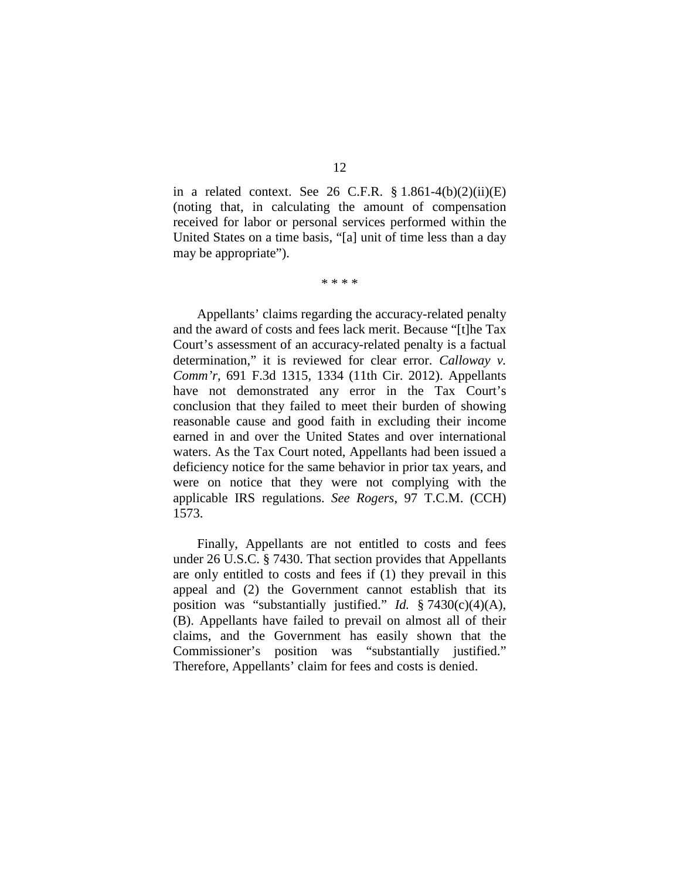in a related context. See 26 C.F.R. § 1.861-4(b)(2)(ii)(E) (noting that, in calculating the amount of compensation received for labor or personal services performed within the United States on a time basis, "[a] unit of time less than a day may be appropriate").

\* \* \* \*

Appellants' claims regarding the accuracy-related penalty and the award of costs and fees lack merit. Because "[t]he Tax Court's assessment of an accuracy-related penalty is a factual determination," it is reviewed for clear error. *Calloway v. Comm'r*, 691 F.3d 1315, 1334 (11th Cir. 2012). Appellants have not demonstrated any error in the Tax Court's conclusion that they failed to meet their burden of showing reasonable cause and good faith in excluding their income earned in and over the United States and over international waters. As the Tax Court noted, Appellants had been issued a deficiency notice for the same behavior in prior tax years, and were on notice that they were not complying with the applicable IRS regulations. *See Rogers*, 97 T.C.M. (CCH) 1573.

Finally, Appellants are not entitled to costs and fees under 26 U.S.C. § 7430. That section provides that Appellants are only entitled to costs and fees if (1) they prevail in this appeal and (2) the Government cannot establish that its position was "substantially justified." *Id.* § 7430(c)(4)(A), (B). Appellants have failed to prevail on almost all of their claims, and the Government has easily shown that the Commissioner's position was "substantially justified." Therefore, Appellants' claim for fees and costs is denied.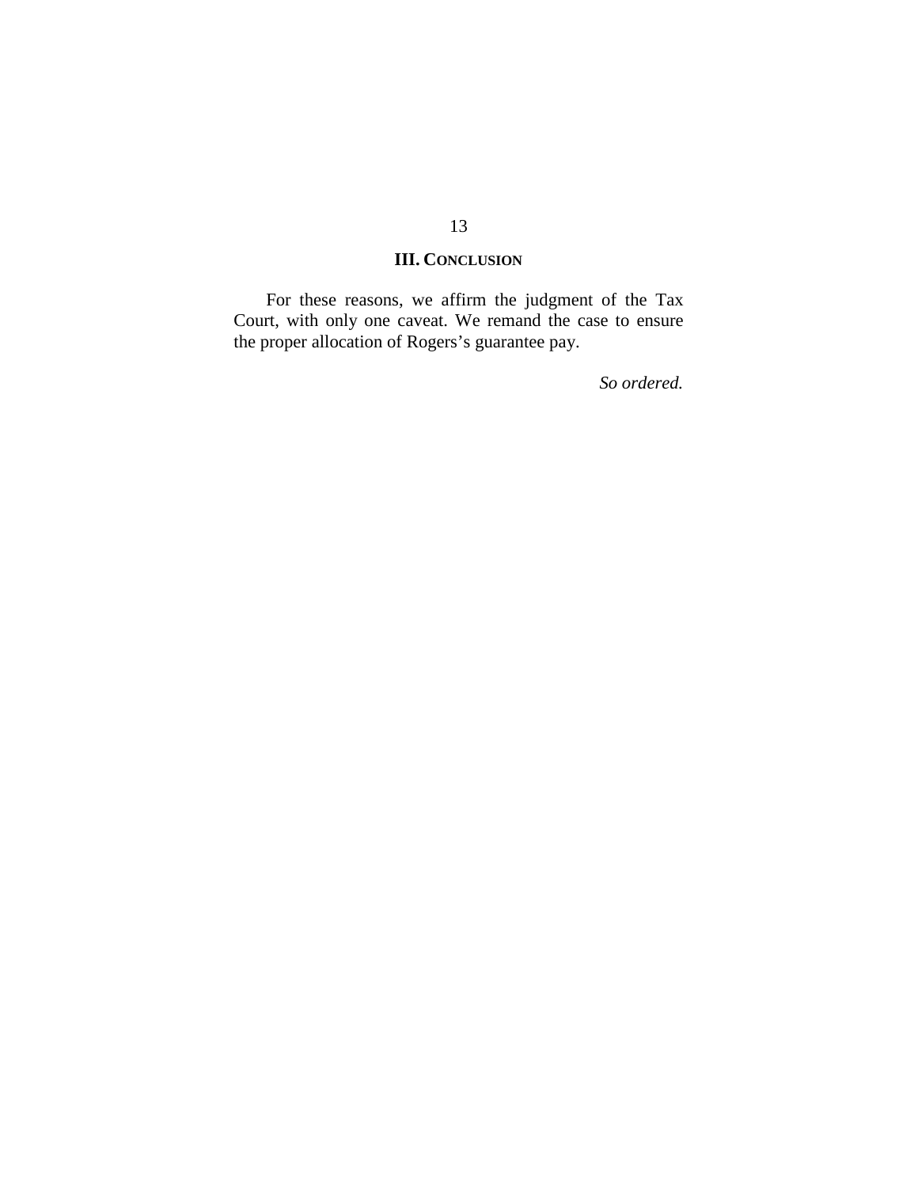## III. Conclusion

For these reasons, we affirm the judgment of the Tax Court, with only one caveat. We remand the case to ensure the proper allocation of Rogers's guarantee pay.

*So ordered.*